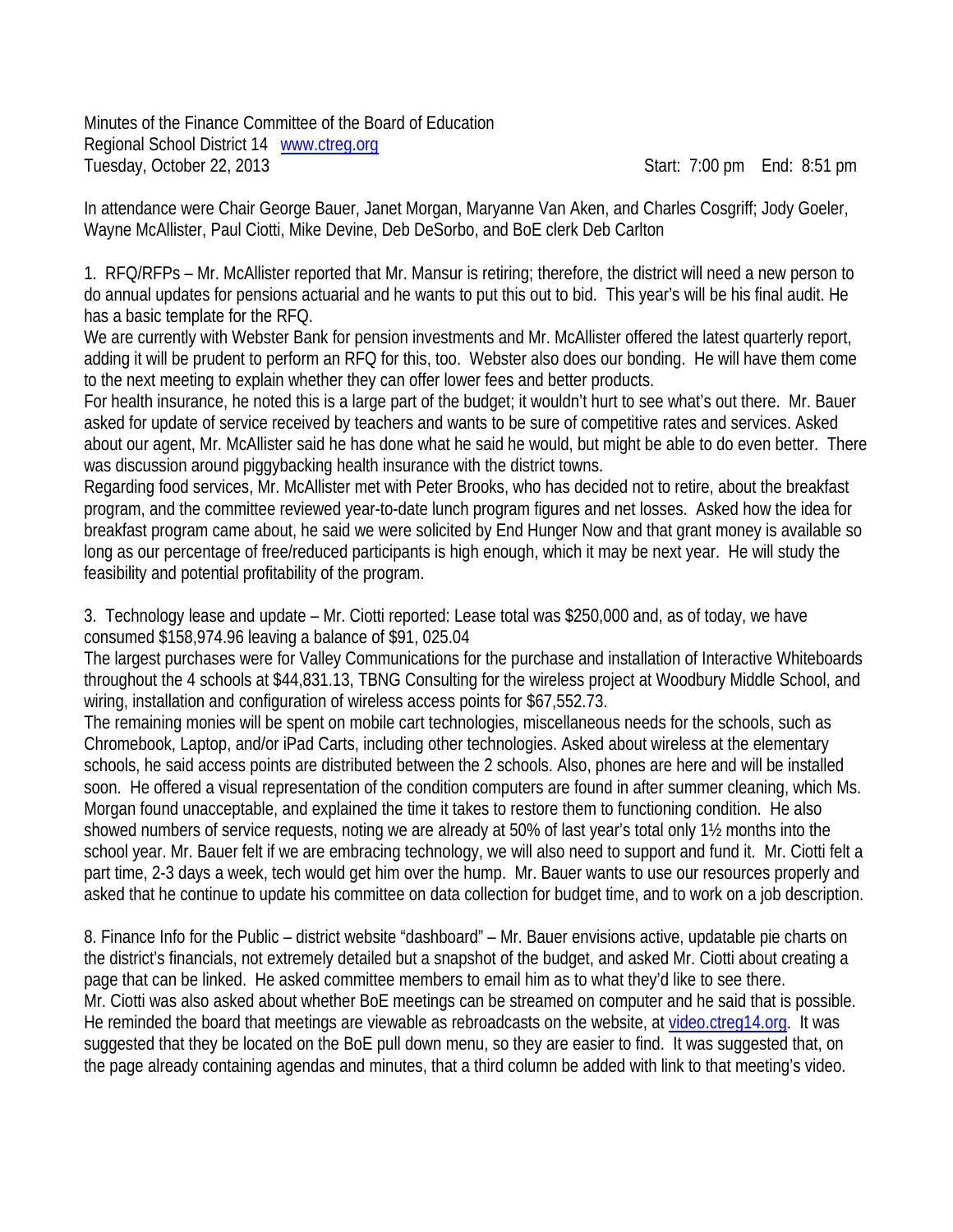Minutes of the Finance Committee of the Board of Education
Regional School District 14 www.ctreg.org
Tuesday, October 22, 2013 Start: 7:00 pm End: 8:51 pm

In attendance were Chair George Bauer, Janet Morgan, Maryanne Van Aken, and Charles Cosgriff; Jody Goeler, Wayne McAllister, Paul Ciotti, Mike Devine, Deb DeSorbo, and BoE clerk Deb Carlton

1. RFQ/RFPs – Mr. McAllister reported that Mr. Mansur is retiring; therefore, the district will need a new person to do annual updates for pensions actuarial and he wants to put this out to bid. This year's will be his final audit. He has a basic template for the RFQ.
We are currently with Webster Bank for pension investments and Mr. McAllister offered the latest quarterly report, adding it will be prudent to perform an RFQ for this, too. Webster also does our bonding. He will have them come to the next meeting to explain whether they can offer lower fees and better products.
For health insurance, he noted this is a large part of the budget; it wouldn't hurt to see what's out there. Mr. Bauer asked for update of service received by teachers and wants to be sure of competitive rates and services. Asked about our agent, Mr. McAllister said he has done what he said he would, but might be able to do even better. There was discussion around piggybacking health insurance with the district towns.
Regarding food services, Mr. McAllister met with Peter Brooks, who has decided not to retire, about the breakfast program, and the committee reviewed year-to-date lunch program figures and net losses. Asked how the idea for breakfast program came about, he said we were solicited by End Hunger Now and that grant money is available so long as our percentage of free/reduced participants is high enough, which it may be next year. He will study the feasibility and potential profitability of the program.

3. Technology lease and update – Mr. Ciotti reported: Lease total was $250,000 and, as of today, we have consumed $158,974.96 leaving a balance of $91, 025.04
The largest purchases were for Valley Communications for the purchase and installation of Interactive Whiteboards throughout the 4 schools at $44,831.13, TBNG Consulting for the wireless project at Woodbury Middle School, and wiring, installation and configuration of wireless access points for $67,552.73.
The remaining monies will be spent on mobile cart technologies, miscellaneous needs for the schools, such as Chromebook, Laptop, and/or iPad Carts, including other technologies. Asked about wireless at the elementary schools, he said access points are distributed between the 2 schools. Also, phones are here and will be installed soon. He offered a visual representation of the condition computers are found in after summer cleaning, which Ms. Morgan found unacceptable, and explained the time it takes to restore them to functioning condition. He also showed numbers of service requests, noting we are already at 50% of last year's total only 1½ months into the school year. Mr. Bauer felt if we are embracing technology, we will also need to support and fund it. Mr. Ciotti felt a part time, 2-3 days a week, tech would get him over the hump. Mr. Bauer wants to use our resources properly and asked that he continue to update his committee on data collection for budget time, and to work on a job description.

8. Finance Info for the Public – district website "dashboard" – Mr. Bauer envisions active, updatable pie charts on the district's financials, not extremely detailed but a snapshot of the budget, and asked Mr. Ciotti about creating a page that can be linked. He asked committee members to email him as to what they'd like to see there.
Mr. Ciotti was also asked about whether BoE meetings can be streamed on computer and he said that is possible. He reminded the board that meetings are viewable as rebroadcasts on the website, at video.ctreg14.org. It was suggested that they be located on the BoE pull down menu, so they are easier to find. It was suggested that, on the page already containing agendas and minutes, that a third column be added with link to that meeting's video.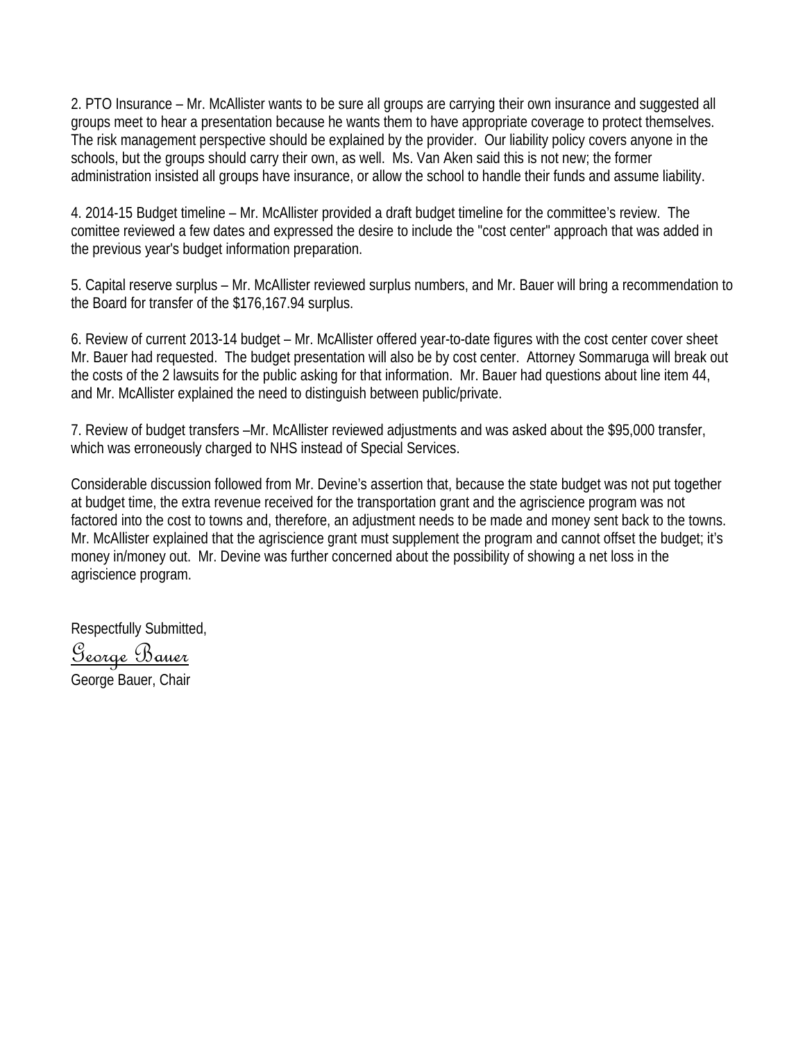2. PTO Insurance – Mr. McAllister wants to be sure all groups are carrying their own insurance and suggested all groups meet to hear a presentation because he wants them to have appropriate coverage to protect themselves. The risk management perspective should be explained by the provider. Our liability policy covers anyone in the schools, but the groups should carry their own, as well. Ms. Van Aken said this is not new; the former administration insisted all groups have insurance, or allow the school to handle their funds and assume liability.

4. 2014-15 Budget timeline – Mr. McAllister provided a draft budget timeline for the committee's review. The comittee reviewed a few dates and expressed the desire to include the "cost center" approach that was added in the previous year's budget information preparation.

5. Capital reserve surplus – Mr. McAllister reviewed surplus numbers, and Mr. Bauer will bring a recommendation to the Board for transfer of the $176,167.94 surplus.

6. Review of current 2013-14 budget – Mr. McAllister offered year-to-date figures with the cost center cover sheet Mr. Bauer had requested. The budget presentation will also be by cost center. Attorney Sommaruga will break out the costs of the 2 lawsuits for the public asking for that information. Mr. Bauer had questions about line item 44, and Mr. McAllister explained the need to distinguish between public/private.

7. Review of budget transfers –Mr. McAllister reviewed adjustments and was asked about the $95,000 transfer, which was erroneously charged to NHS instead of Special Services.

Considerable discussion followed from Mr. Devine's assertion that, because the state budget was not put together at budget time, the extra revenue received for the transportation grant and the agriscience program was not factored into the cost to towns and, therefore, an adjustment needs to be made and money sent back to the towns. Mr. McAllister explained that the agriscience grant must supplement the program and cannot offset the budget; it's money in/money out. Mr. Devine was further concerned about the possibility of showing a net loss in the agriscience program.

Respectfully Submitted,

George Bauer

George Bauer, Chair